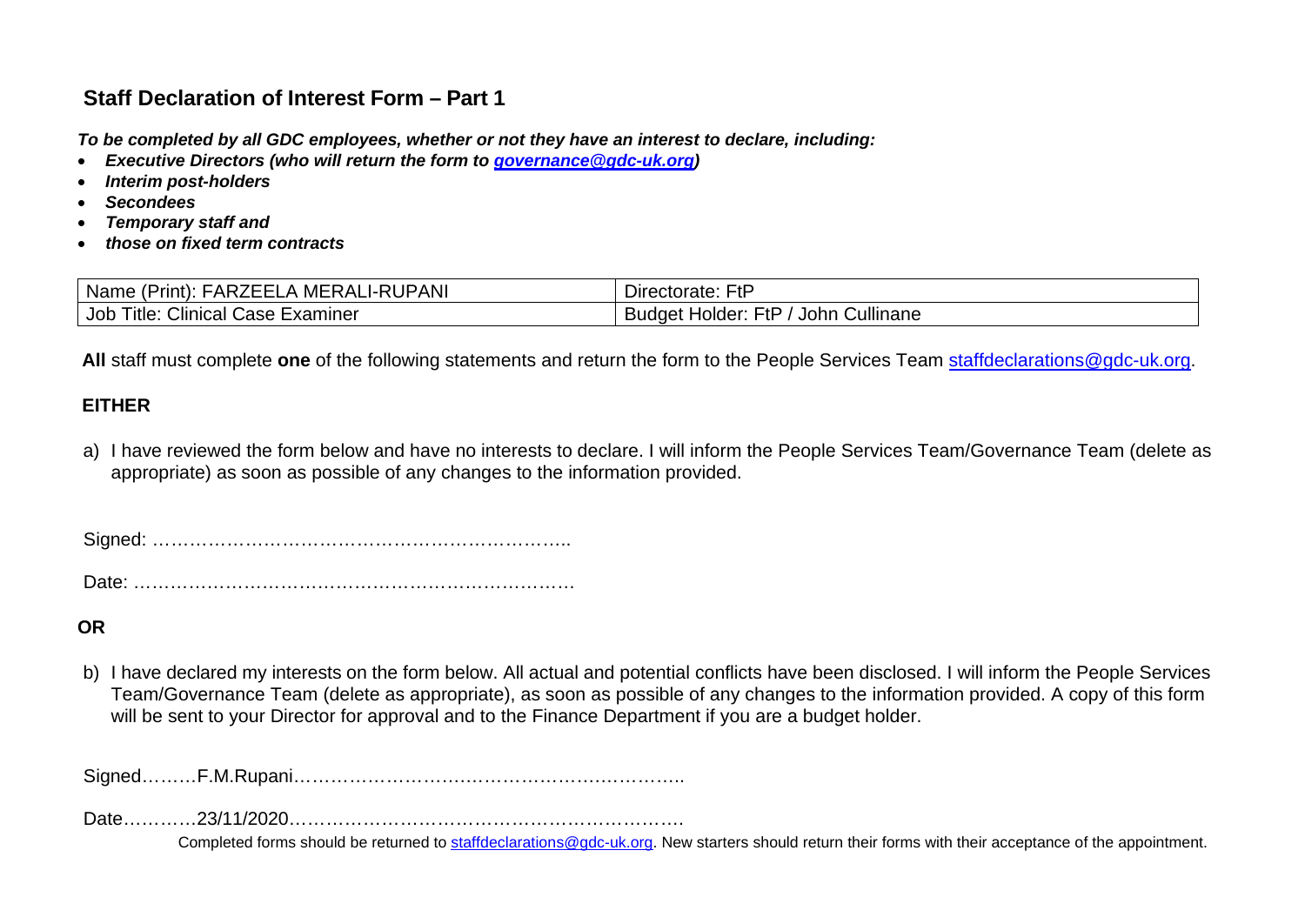## Staff Declaration of Interest Form – Part 1

***To be completed by all GDC employees, whether or not they have an interest to declare, including:***

- ***Executive Directors (who will return the form to [governance@gdc-uk.org](mailto:governance@gdc-uk.org))***
- ***Interim post-holders***
- ***Secondees***
- ***Temporary staff and***
- ***those on fixed term contracts***

| Name (Print): FARZEELA MERALI-RUPANI | Directorate: FtP |
|---|---|
| Job Title: Clinical Case Examiner | Budget Holder: FtP / John Cullinane |

**All** staff must complete **one** of the following statements and return the form to the People Services Team [staffdeclarations@gdc-uk.org](mailto:staffdeclarations@gdc-uk.org).

**EITHER**

a) I have reviewed the form below and have no interests to declare. I will inform the People Services Team/Governance Team (delete as appropriate) as soon as possible of any changes to the information provided.

Signed: ……………………………………………………………..

Date: ………………………………………………………………

**OR**

b) I have declared my interests on the form below. All actual and potential conflicts have been disclosed. I will inform the People Services Team/Governance Team (delete as appropriate), as soon as possible of any changes to the information provided. A copy of this form will be sent to your Director for approval and to the Finance Department if you are a budget holder.

Signed………F.M.Rupani……………………………………………………..

Date…………23/11/2020………………………………………………………….

Completed forms should be returned to [staffdeclarations@gdc-uk.org](mailto:staffdeclarations@gdc-uk.org). New starters should return their forms with their acceptance of the appointment.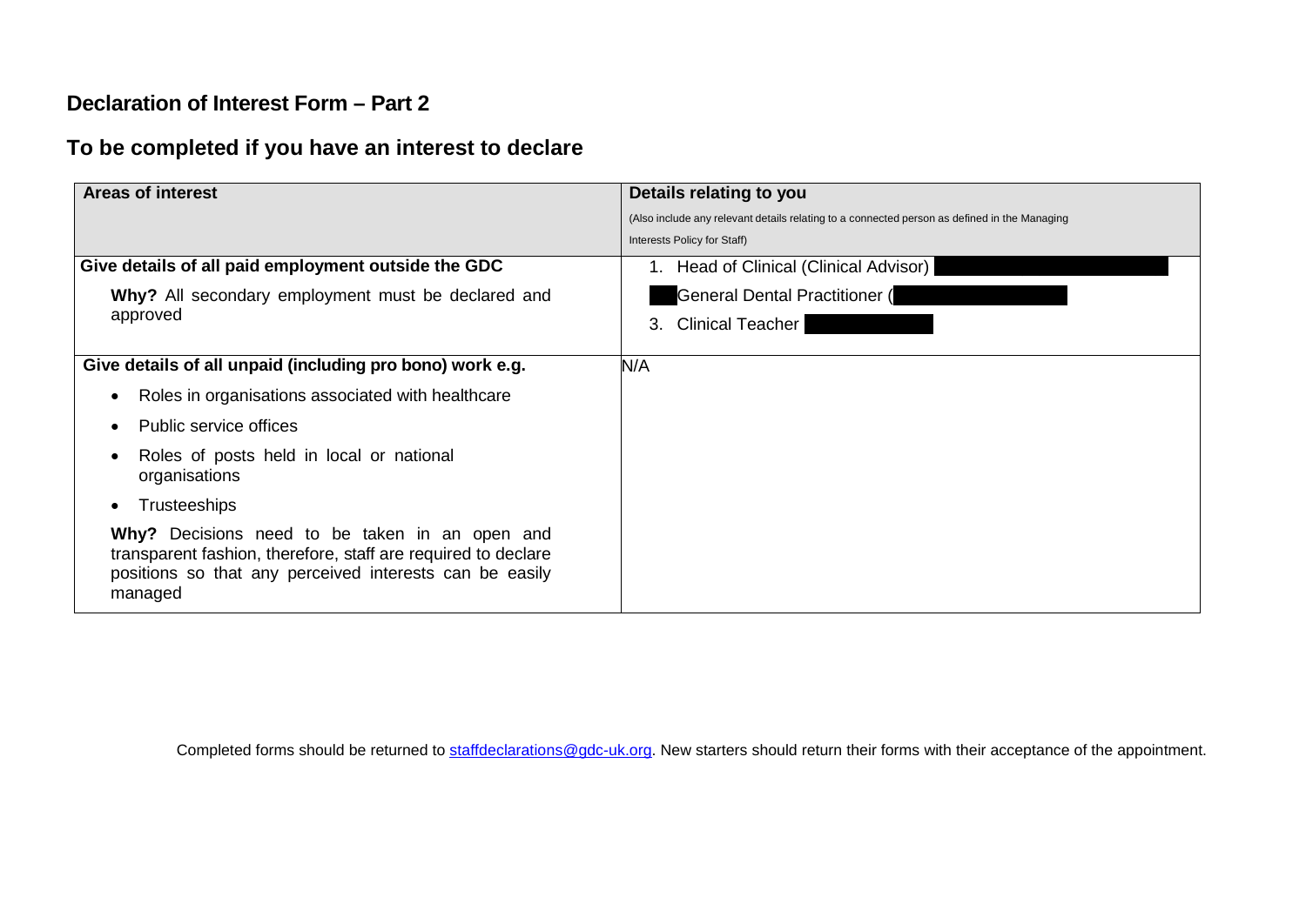## Declaration of Interest Form – Part 2

## To be completed if you have an interest to declare

| Areas of interest | Details relating to you<br>(Also include any relevant details relating to a connected person as defined in the Managing Interests Policy for Staff) |
|---|---|
| **Give details of all paid employment outside the GDC**<br><br>**Why?** All secondary employment must be declared and approved | 1. Head of Clinical (Clinical Advisor)<br>General Dental Practitioner (<br>3. Clinical Teacher |
| **Give details of all unpaid (including pro bono) work e.g.**<br><br>• Roles in organisations associated with healthcare<br>• Public service offices<br>• Roles of posts held in local or national organisations<br>• Trusteeships<br><br>**Why?** Decisions need to be taken in an open and transparent fashion, therefore, staff are required to declare positions so that any perceived interests can be easily managed | N/A |

Completed forms should be returned to staffdeclarations@gdc-uk.org. New starters should return their forms with their acceptance of the appointment.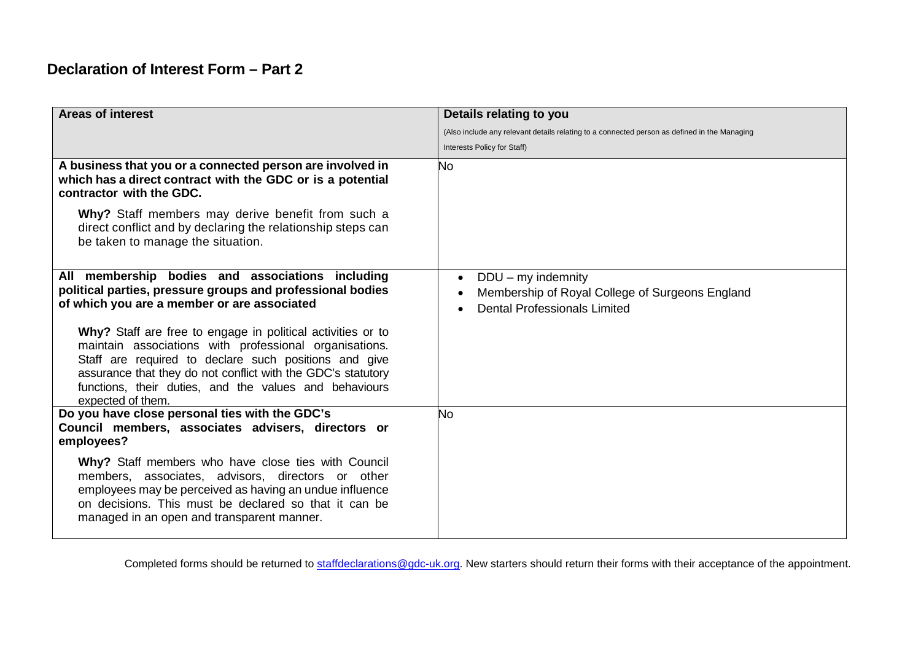## Declaration of Interest Form – Part 2

| Areas of interest | Details relating to you<br>(Also include any relevant details relating to a connected person as defined in the Managing Interests Policy for Staff) |
|---|---|
| **A business that you or a connected person are involved in which has a direct contract with the GDC or is a potential contractor with the GDC.**<br><br>**Why?** Staff members may derive benefit from such a direct conflict and by declaring the relationship steps can be taken to manage the situation. | No |
| **All membership bodies and associations including political parties, pressure groups and professional bodies of which you are a member or are associated**<br><br>**Why?** Staff are free to engage in political activities or to maintain associations with professional organisations. Staff are required to declare such positions and give assurance that they do not conflict with the GDC's statutory functions, their duties, and the values and behaviours expected of them. | • DDU – my indemnity<br>• Membership of Royal College of Surgeons England<br>• Dental Professionals Limited |
| **Do you have close personal ties with the GDC's Council members, associates advisers, directors or employees?**<br><br>**Why?** Staff members who have close ties with Council members, associates, advisors, directors or other employees may be perceived as having an undue influence on decisions. This must be declared so that it can be managed in an open and transparent manner. | No |

Completed forms should be returned to staffdeclarations@gdc-uk.org. New starters should return their forms with their acceptance of the appointment.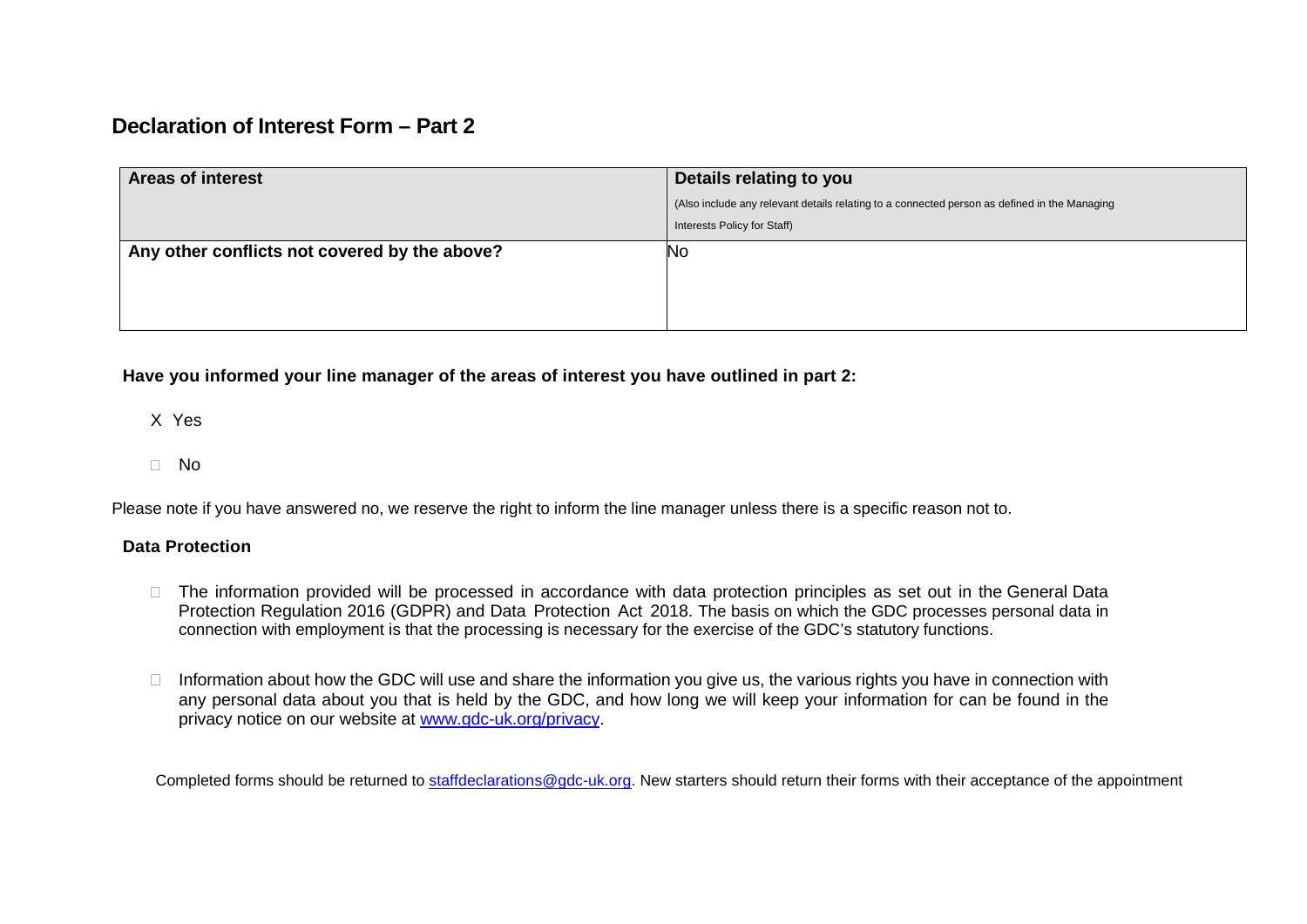## Declaration of Interest Form – Part 2

| **Areas of interest** | **Details relating to you**<br>(Also include any relevant details relating to a connected person as defined in the Managing Interests Policy for Staff) |
|---|---|
| **Any other conflicts not covered by the above?** | No |

**Have you informed your line manager of the areas of interest you have outlined in part 2:**

X Yes

☐ No

Please note if you have answered no, we reserve the right to inform the line manager unless there is a specific reason not to.

**Data Protection**

- The information provided will be processed in accordance with data protection principles as set out in the General Data Protection Regulation 2016 (GDPR) and Data Protection Act 2018. The basis on which the GDC processes personal data in connection with employment is that the processing is necessary for the exercise of the GDC's statutory functions.

- Information about how the GDC will use and share the information you give us, the various rights you have in connection with any personal data about you that is held by the GDC, and how long we will keep your information for can be found in the privacy notice on our website at [www.gdc-uk.org/privacy](http://www.gdc-uk.org/privacy).

Completed forms should be returned to [staffdeclarations@gdc-uk.org](mailto:staffdeclarations@gdc-uk.org). New starters should return their forms with their acceptance of the appointment